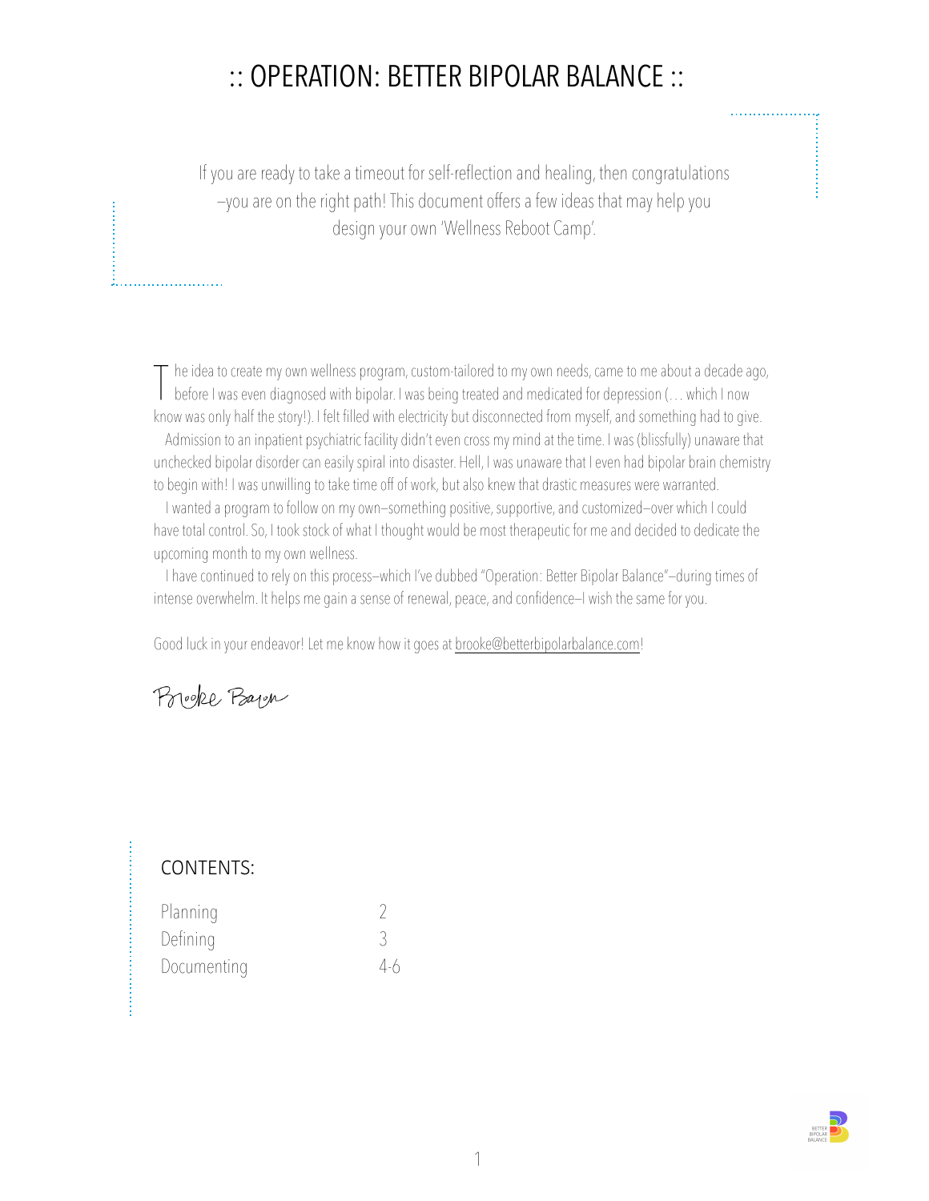# :: OPERATION: BETTER BIPOLAR BALANCE ::

If you are ready to take a timeout for self-reflection and healing, then congratulations—you are on the right path! This document offers a few ideas that may help you design your own 'Wellness Reboot Camp'.

The idea to create my own wellness program, custom-tailored to my own needs, came to me about a decade ago, before I was even diagnosed with bipolar. I was being treated and medicated for depression (… which I now know was only half the story!). I felt filled with electricity but disconnected from myself, and something had to give.

Admission to an inpatient psychiatric facility didn't even cross my mind at the time. I was (blissfully) unaware that unchecked bipolar disorder can easily spiral into disaster. Hell, I was unaware that I even had bipolar brain chemistry to begin with! I was unwilling to take time off of work, but also knew that drastic measures were warranted.

I wanted a program to follow on my own—something positive, supportive, and customized—over which I could have total control. So, I took stock of what I thought would be most therapeutic for me and decided to dedicate the upcoming month to my own wellness.

I have continued to rely on this process—which I've dubbed "Operation: Better Bipolar Balance"—during times of intense overwhelm. It helps me gain a sense of renewal, peace, and confidence—I wish the same for you.

Good luck in your endeavor! Let me know how it goes at brooke@betterbipolarbalance.com!

*Brooke Baron*

CONTENTS:

| | |
|---|---|
| Planning | 2 |
| Defining | 3 |
| Documenting | 4-6 |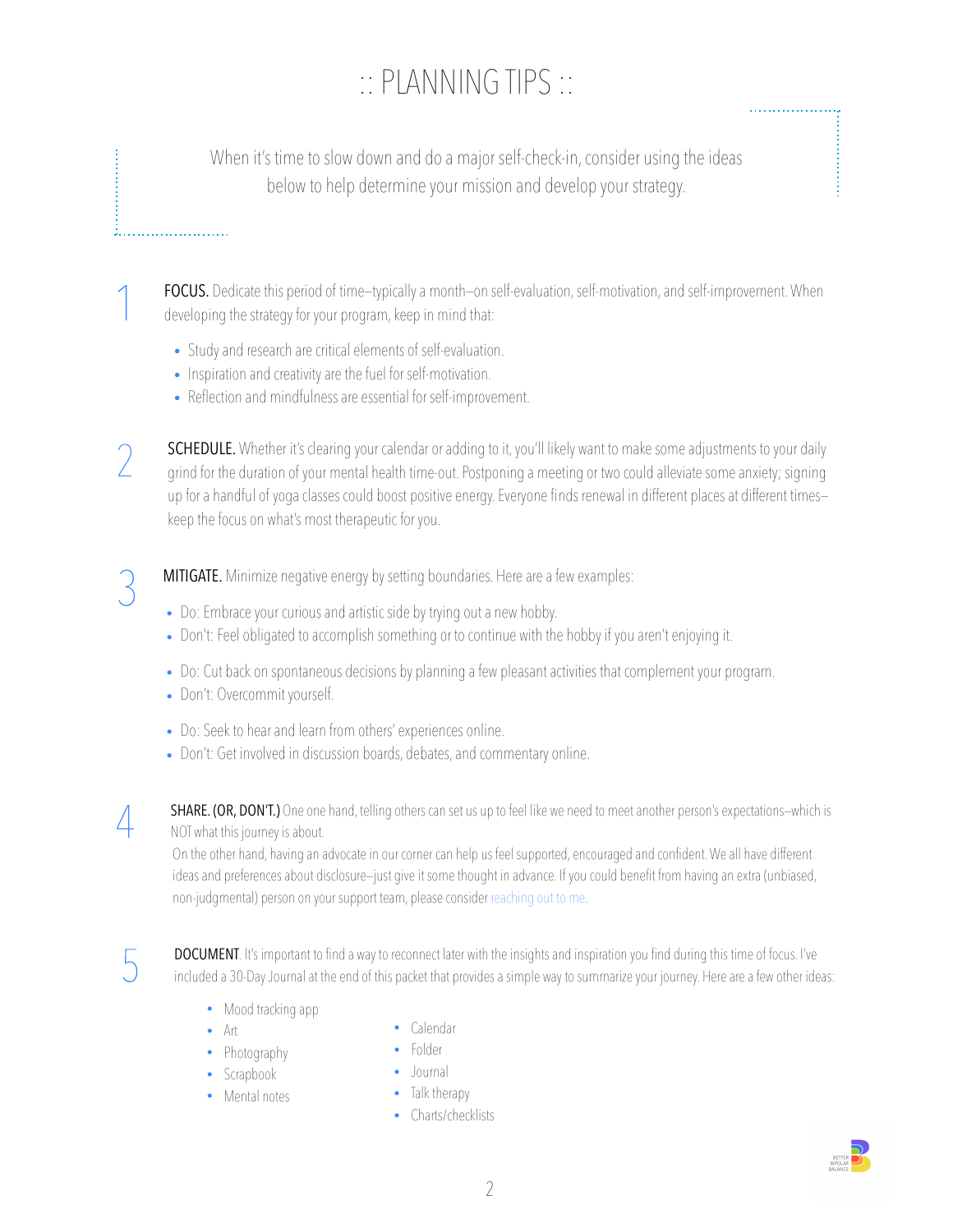# :: PLANNING TIPS ::

When it's time to slow down and do a major self-check-in, consider using the ideas below to help determine your mission and develop your strategy.

1. **FOCUS.** Dedicate this period of time–typically a month–on self-evaluation, self-motivation, and self-improvement. When developing the strategy for your program, keep in mind that:
   - Study and research are critical elements of self-evaluation.
   - Inspiration and creativity are the fuel for self-motivation.
   - Reflection and mindfulness are essential for self-improvement.

2. **SCHEDULE.** Whether it's clearing your calendar or adding to it, you'll likely want to make some adjustments to your daily grind for the duration of your mental health time-out. Postponing a meeting or two could alleviate some anxiety; signing up for a handful of yoga classes could boost positive energy. Everyone finds renewal in different places at different times–keep the focus on what's most therapeutic for you.

3. **MITIGATE.** Minimize negative energy by setting boundaries. Here are a few examples:
   - Do: Embrace your curious and artistic side by trying out a new hobby.
   - Don't: Feel obligated to accomplish something or to continue with the hobby if you aren't enjoying it.

   - Do: Cut back on spontaneous decisions by planning a few pleasant activities that complement your program.
   - Don't: Overcommit yourself.

   - Do: Seek to hear and learn from others' experiences online.
   - Don't: Get involved in discussion boards, debates, and commentary online.

4. **SHARE. (OR, DON'T.)** One one hand, telling others can set us up to feel like we need to meet another person's expectations–which is NOT what this journey is about.
   On the other hand, having an advocate in our corner can help us feel supported, encouraged and confident. We all have different ideas and preferences about disclosure–just give it some thought in advance. If you could benefit from having an extra (unbiased, non-judgmental) person on your support team, please consider reaching out to me.

5. **DOCUMENT**. It's important to find a way to reconnect later with the insights and inspiration you find during this time of focus. I've included a 30-Day Journal at the end of this packet that provides a simple way to summarize your journey. Here are a few other ideas:
   - Mood tracking app
   - Art
   - Photography
   - Scrapbook
   - Mental notes
   - Calendar
   - Folder
   - Journal
   - Talk therapy
   - Charts/checklists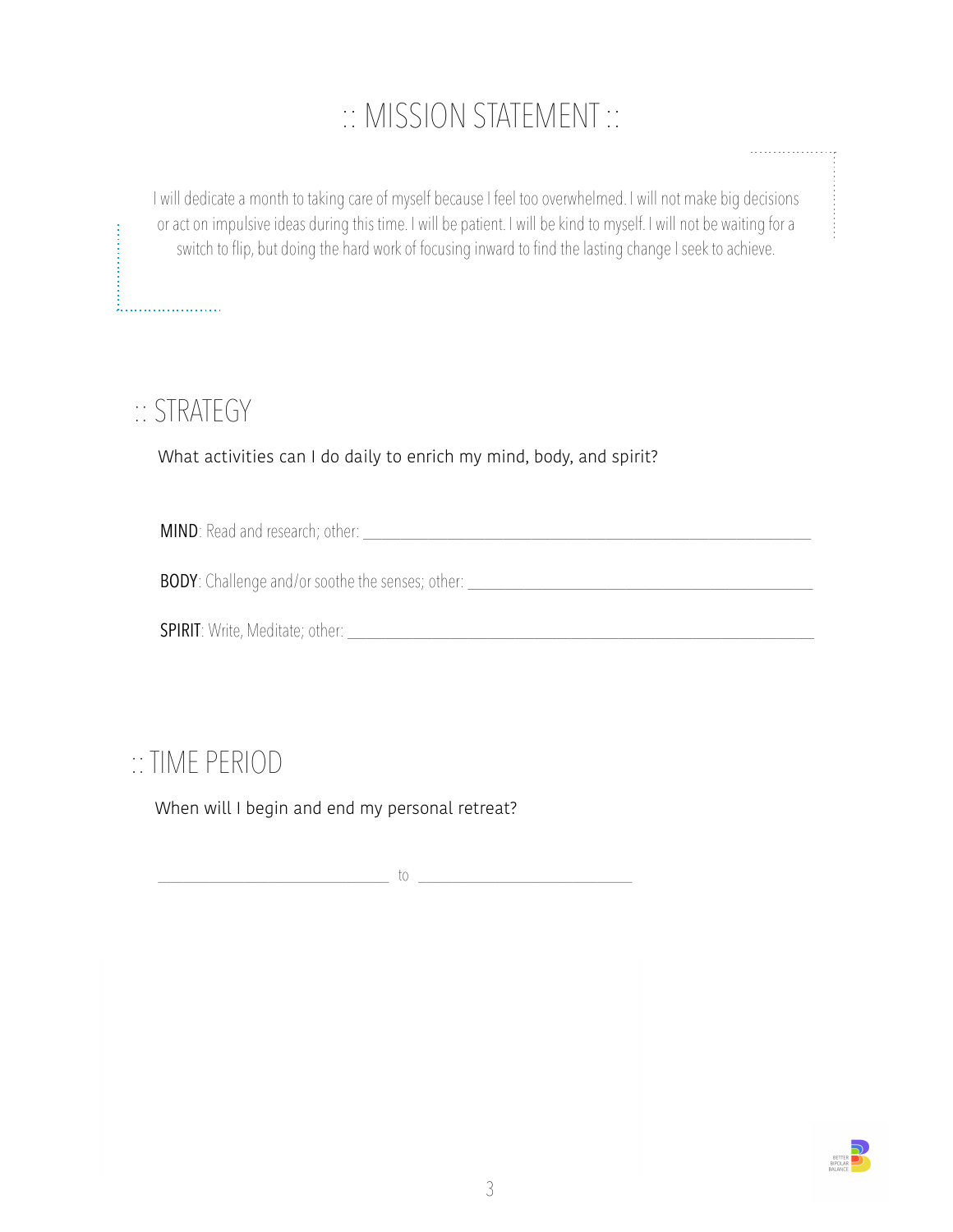# :: MISSION STATEMENT ::

I will dedicate a month to taking care of myself because I feel too overwhelmed. I will not make big decisions or act on impulsive ideas during this time. I will be patient. I will be kind to myself. I will not be waiting for a switch to flip, but doing the hard work of focusing inward to find the lasting change I seek to achieve.

## :: STRATEGY

What activities can I do daily to enrich my mind, body, and spirit?

**MIND**: Read and research; other: ____________________________________________

**BODY**: Challenge and/or soothe the senses; other: ________________________________

**SPIRIT**: Write, Meditate; other: ___________________________________________

## :: TIME PERIOD

When will I begin and end my personal retreat?

______________________ to ______________________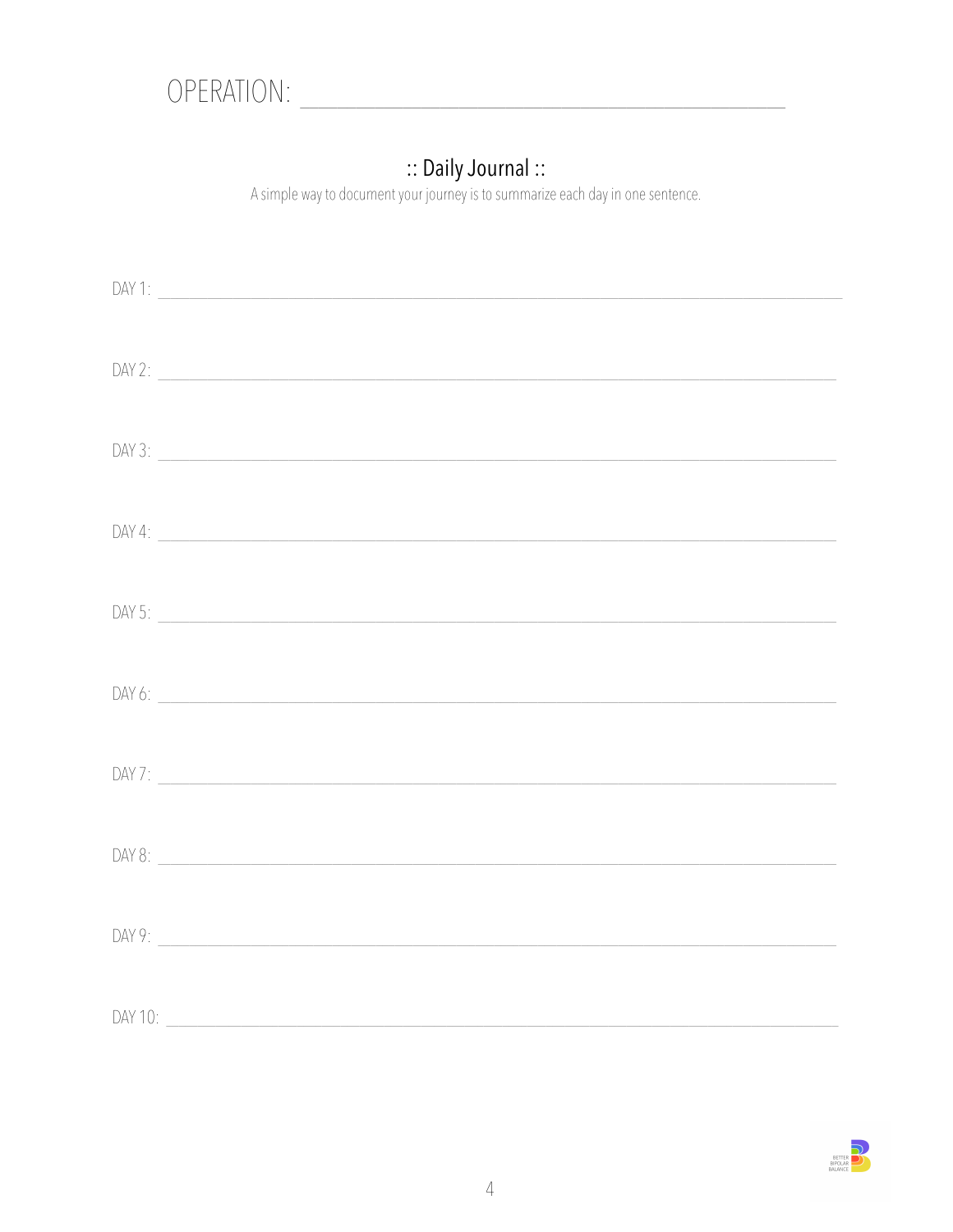# OPERATION: ______________________________

## :: Daily Journal ::

A simple way to document your journey is to summarize each day in one sentence.

DAY 1: ______________________________

DAY 2: ______________________________

DAY 3: ______________________________

DAY 4: ______________________________

DAY 5: ______________________________

DAY 6: ______________________________

DAY 7: ______________________________

DAY 8: ______________________________

DAY 9: ______________________________

DAY 10: ______________________________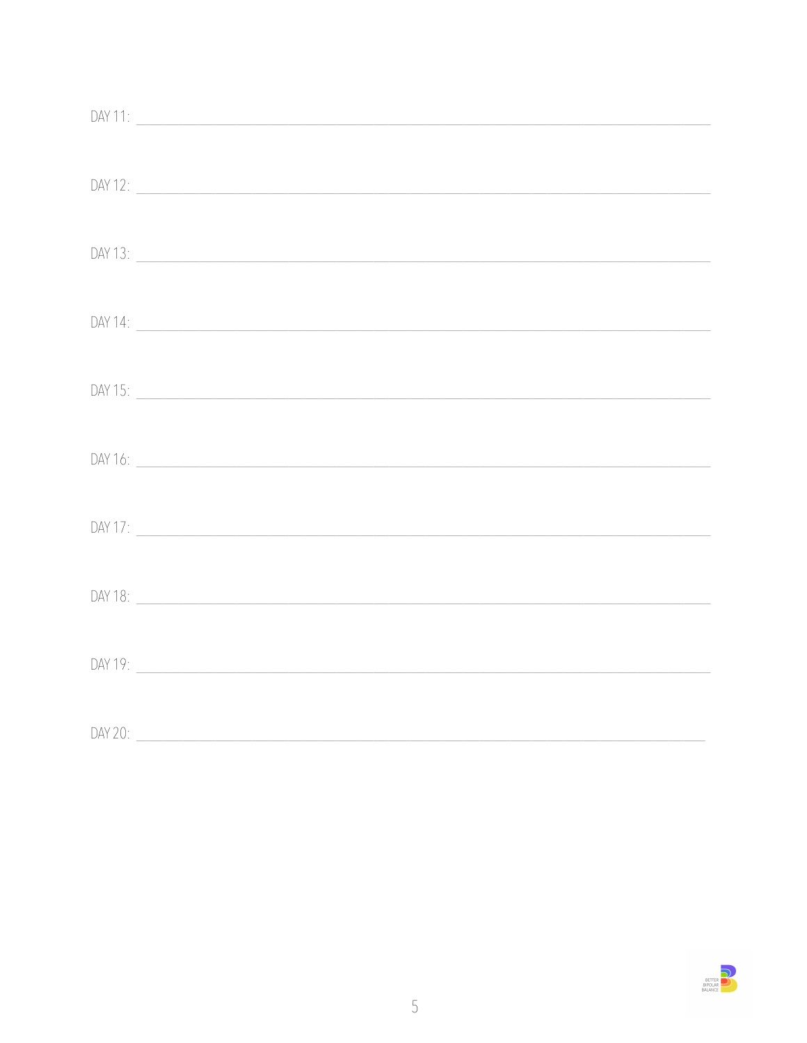DAY 11: ____________________________________________________________

DAY 12: ____________________________________________________________

DAY 13: ____________________________________________________________

DAY 14: ____________________________________________________________

DAY 15: ____________________________________________________________

DAY 16: ____________________________________________________________

DAY 17: ____________________________________________________________

DAY 18: ____________________________________________________________

DAY 19: ____________________________________________________________

DAY 20: ____________________________________________________________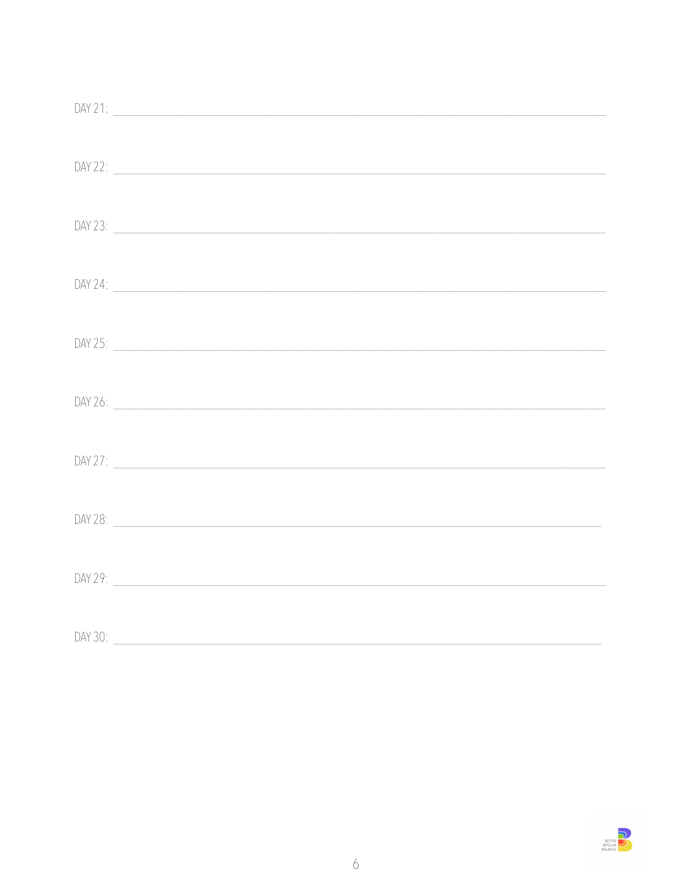DAY 21: ___________________________________________________________________________

DAY 22: ___________________________________________________________________________

DAY 23: ___________________________________________________________________________

DAY 24: ___________________________________________________________________________

DAY 25: ___________________________________________________________________________

DAY 26: ___________________________________________________________________________

DAY 27: ___________________________________________________________________________

DAY 28: ___________________________________________________________________________

DAY 29: ___________________________________________________________________________

DAY 30: ___________________________________________________________________________